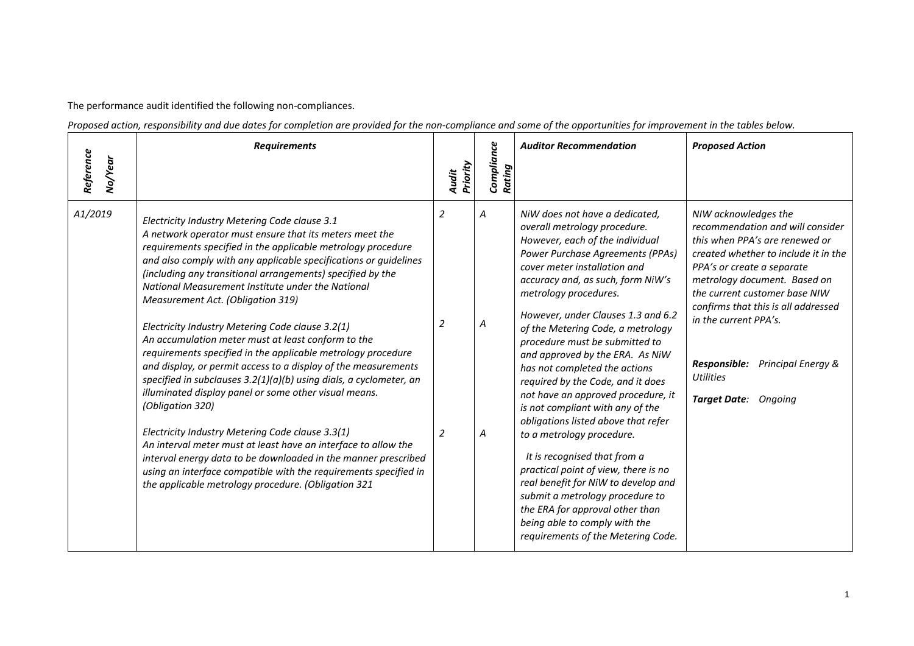The performance audit identified the following non-compliances.

*Proposed action, responsibility and due dates for completion are provided for the non-compliance and some of the opportunities for improvement in the tables below.*

| ***Reference No/Year*** | ***Requirements*** | ***Audit Priority*** | ***Compliance Rating*** | ***Auditor Recommendation*** | ***Proposed Action*** |
|---|---|---|---|---|---|
| *A1/2019* | *Electricity Industry Metering Code clause 3.1*<br>*A network operator must ensure that its meters meet the requirements specified in the applicable metrology procedure and also comply with any applicable specifications or guidelines (including any transitional arrangements) specified by the National Measurement Institute under the National Measurement Act. (Obligation 319)*<br><br>*Electricity Industry Metering Code clause 3.2(1)*<br>*An accumulation meter must at least conform to the requirements specified in the applicable metrology procedure and display, or permit access to a display of the measurements specified in subclauses 3.2(1)(a)(b) using dials, a cyclometer, an illuminated display panel or some other visual means. (Obligation 320)*<br><br>*Electricity Industry Metering Code clause 3.3(1)*<br>*An interval meter must at least have an interface to allow the interval energy data to be downloaded in the manner prescribed using an interface compatible with the requirements specified in the applicable metrology procedure. (Obligation 321* | *2*<br><br><br><br><br><br>*2*<br><br><br><br><br><br>*2* | *A*<br><br><br><br><br><br>*A*<br><br><br><br><br><br>*A* | *NiW does not have a dedicated, overall metrology procedure. However, each of the individual Power Purchase Agreements (PPAs) cover meter installation and accuracy and, as such, form NiW's metrology procedures.*<br><br>*However, under Clauses 1.3 and 6.2 of the Metering Code, a metrology procedure must be submitted to and approved by the ERA. As NiW has not completed the actions required by the Code, and it does not have an approved procedure, it is not compliant with any of the obligations listed above that refer to a metrology procedure.*<br><br>*It is recognised that from a practical point of view, there is no real benefit for NiW to develop and submit a metrology procedure to the ERA for approval other than being able to comply with the requirements of the Metering Code.* | *NIW acknowledges the recommendation and will consider this when PPA's are renewed or created whether to include it in the PPA's or create a separate metrology document. Based on the current customer base NIW confirms that this is all addressed in the current PPA's.*<br><br>***Responsible:*** *Principal Energy & Utilities*<br><br>***Target Date:*** *Ongoing* |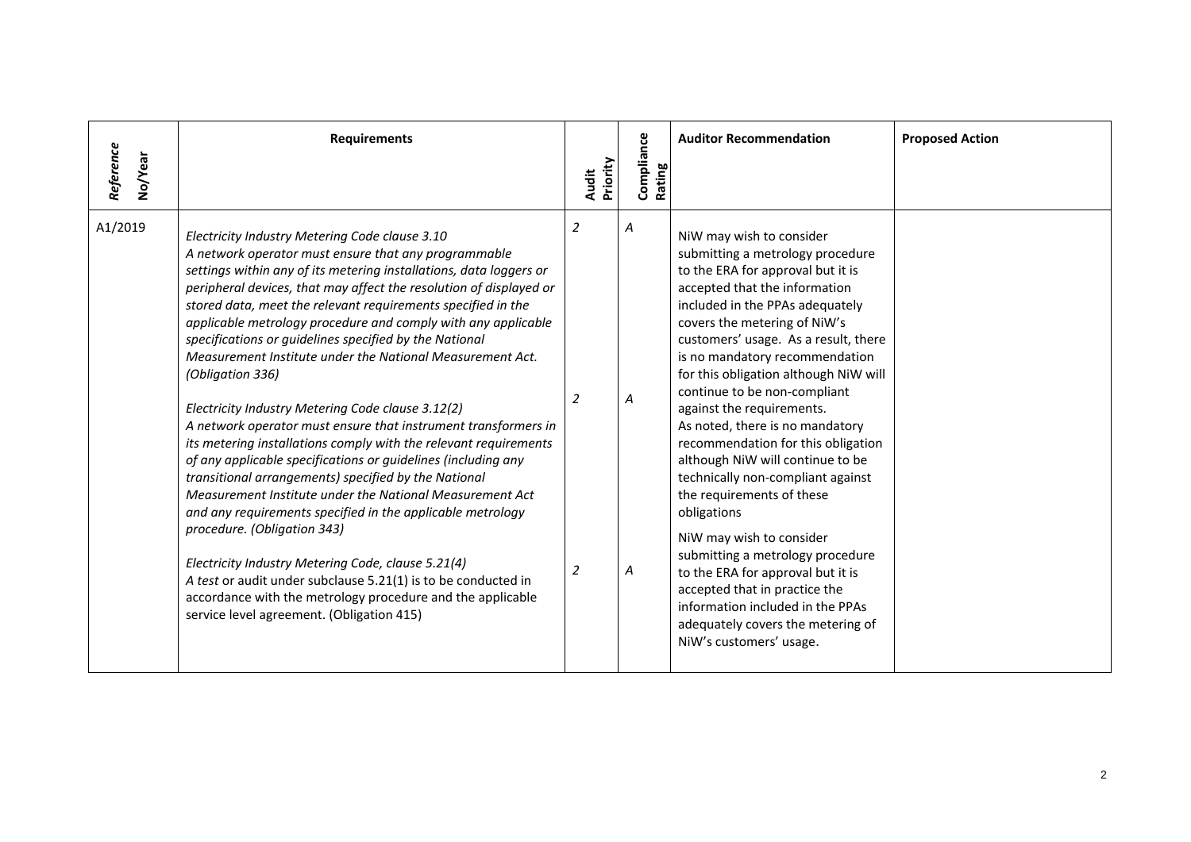| Reference No/Year | Requirements | Audit Priority | Compliance Rating | Auditor Recommendation | Proposed Action |
|---|---|---|---|---|---|
| A1/2019 | *Electricity Industry Metering Code clause 3.10*<br>*A network operator must ensure that any programmable settings within any of its metering installations, data loggers or peripheral devices, that may affect the resolution of displayed or stored data, meet the relevant requirements specified in the applicable metrology procedure and comply with any applicable specifications or guidelines specified by the National Measurement Institute under the National Measurement Act. (Obligation 336)*<br><br>*Electricity Industry Metering Code clause 3.12(2)*<br>*A network operator must ensure that instrument transformers in its metering installations comply with the relevant requirements of any applicable specifications or guidelines (including any transitional arrangements) specified by the National Measurement Institute under the National Measurement Act and any requirements specified in the applicable metrology procedure. (Obligation 343)*<br><br>*Electricity Industry Metering Code, clause 5.21(4)*<br>*A test* or audit under subclause 5.21(1) is to be conducted in accordance with the metrology procedure and the applicable service level agreement. (Obligation 415) | *2*<br><br>*2*<br><br>*2* | *A*<br><br>*A*<br><br>*A* | NiW may wish to consider submitting a metrology procedure to the ERA for approval but it is accepted that the information included in the PPAs adequately covers the metering of NiW's customers' usage. As a result, there is no mandatory recommendation for this obligation although NiW will continue to be non-compliant against the requirements.<br>As noted, there is no mandatory recommendation for this obligation although NiW will continue to be technically non-compliant against the requirements of these obligations<br><br>NiW may wish to consider submitting a metrology procedure to the ERA for approval but it is accepted that in practice the information included in the PPAs adequately covers the metering of NiW's customers' usage. | |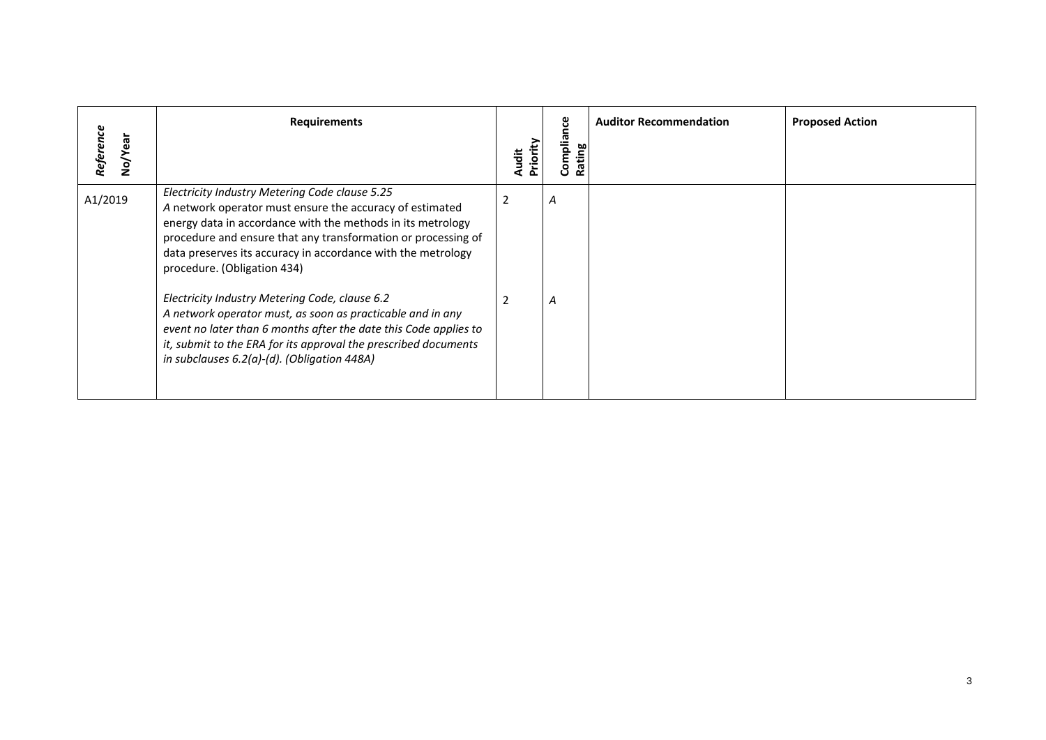| *Reference* No/Year | Requirements | Audit Priority | Compliance Rating | Auditor Recommendation | Proposed Action |
| --- | --- | --- | --- | --- | --- |
| A1/2019 | *Electricity Industry Metering Code clause 5.25*<br>*A* network operator must ensure the accuracy of estimated energy data in accordance with the methods in its metrology procedure and ensure that any transformation or processing of data preserves its accuracy in accordance with the metrology procedure. (Obligation 434)<br><br>*Electricity Industry Metering Code, clause 6.2*<br>*A network operator must, as soon as practicable and in any event no later than 6 months after the date this Code applies to it, submit to the ERA for its approval the prescribed documents in subclauses 6.2(a)-(d). (Obligation 448A)* | 2<br><br><br><br><br><br>2 | *A*<br><br><br><br><br><br>*A* | | |